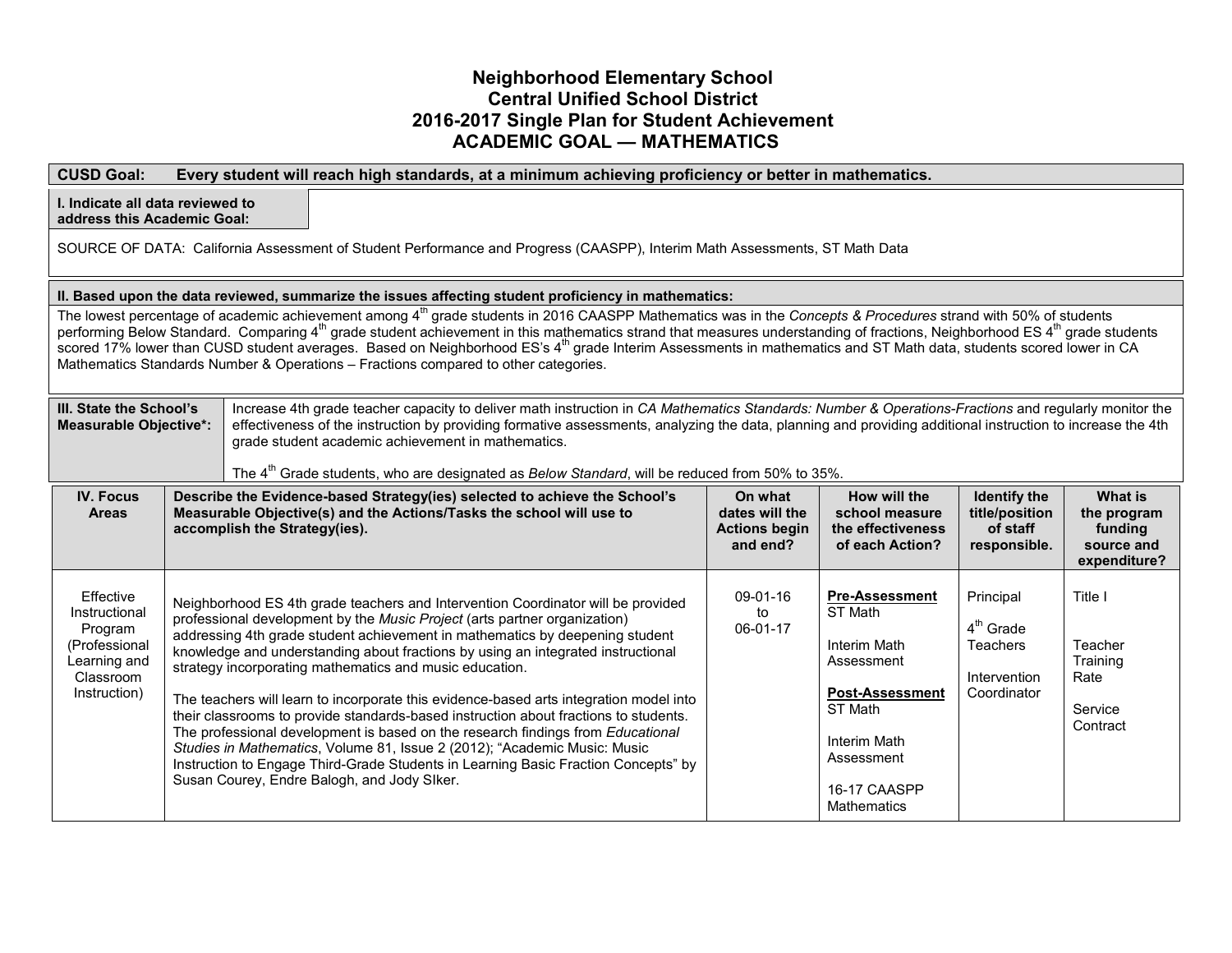# Neighborhood Elementary School
# Central Unified School District
# 2016-2017 Single Plan for Student Achievement
# ACADEMIC GOAL — MATHEMATICS

**CUSD Goal: Every student will reach high standards, at a minimum achieving proficiency or better in mathematics.**

**I. Indicate all data reviewed to address this Academic Goal:**

SOURCE OF DATA: California Assessment of Student Performance and Progress (CAASPP), Interim Math Assessments, ST Math Data

**II. Based upon the data reviewed, summarize the issues affecting student proficiency in mathematics:**

The lowest percentage of academic achievement among 4th grade students in 2016 CAASPP Mathematics was in the *Concepts & Procedures* strand with 50% of students performing Below Standard. Comparing 4th grade student achievement in this mathematics strand that measures understanding of fractions, Neighborhood ES 4th grade students scored 17% lower than CUSD student averages. Based on Neighborhood ES's 4th grade Interim Assessments in mathematics and ST Math data, students scored lower in CA Mathematics Standards Number & Operations – Fractions compared to other categories.

**III. State the School's Measurable Objective\*:**

Increase 4th grade teacher capacity to deliver math instruction in *CA Mathematics Standards: Number & Operations-Fractions* and regularly monitor the effectiveness of the instruction by providing formative assessments, analyzing the data, planning and providing additional instruction to increase the 4th grade student academic achievement in mathematics.

The 4th Grade students, who are designated as *Below Standard*, will be reduced from 50% to 35%.

| IV. Focus Areas | Describe the Evidence-based Strategy(ies) selected to achieve the School's Measurable Objective(s) and the Actions/Tasks the school will use to accomplish the Strategy(ies). | On what dates will the Actions begin and end? | How will the school measure the effectiveness of each Action? | Identify the title/position of staff responsible. | What is the program funding source and expenditure? |
|---|---|---|---|---|---|
| Effective Instructional Program (Professional Learning and Classroom Instruction) | Neighborhood ES 4th grade teachers and Intervention Coordinator will be provided professional development by the *Music Project* (arts partner organization) addressing 4th grade student achievement in mathematics by deepening student knowledge and understanding about fractions by using an integrated instructional strategy incorporating mathematics and music education.<br><br>The teachers will learn to incorporate this evidence-based arts integration model into their classrooms to provide standards-based instruction about fractions to students. The professional development is based on the research findings from *Educational Studies in Mathematics*, Volume 81, Issue 2 (2012); "Academic Music: Music Instruction to Engage Third-Grade Students in Learning Basic Fraction Concepts" by Susan Courey, Endre Balogh, and Jody SIker. | 09-01-16 to 06-01-17 | **Pre-Assessment**<br>ST Math<br><br>Interim Math Assessment<br><br>**Post-Assessment**<br>ST Math<br><br>Interim Math Assessment<br><br>16-17 CAASPP Mathematics | Principal<br><br>4th Grade Teachers<br><br>Intervention Coordinator | Title I<br><br>Teacher Training Rate<br><br>Service Contract |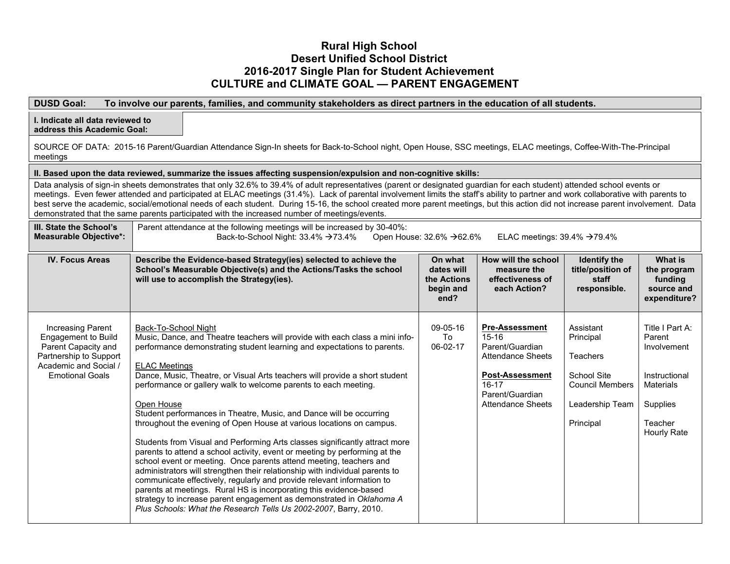# Rural High School
# Desert Unified School District
# 2016-2017 Single Plan for Student Achievement
# CULTURE and CLIMATE GOAL — PARENT ENGAGEMENT

**DUSD Goal: To involve our parents, families, and community stakeholders as direct partners in the education of all students.**

**I. Indicate all data reviewed to address this Academic Goal:**

SOURCE OF DATA: 2015-16 Parent/Guardian Attendance Sign-In sheets for Back-to-School night, Open House, SSC meetings, ELAC meetings, Coffee-With-The-Principal meetings

**II. Based upon the data reviewed, summarize the issues affecting suspension/expulsion and non-cognitive skills:**

Data analysis of sign-in sheets demonstrates that only 32.6% to 39.4% of adult representatives (parent or designated guardian for each student) attended school events or meetings. Even fewer attended and participated at ELAC meetings (31.4%). Lack of parental involvement limits the staff's ability to partner and work collaborative with parents to best serve the academic, social/emotional needs of each student. During 15-16, the school created more parent meetings, but this action did not increase parent involvement. Data demonstrated that the same parents participated with the increased number of meetings/events.

**III. State the School's Measurable Objective*:**

Parent attendance at the following meetings will be increased by 30-40%:
Back-to-School Night: 33.4% →73.4% Open House: 32.6% →62.6% ELAC meetings: 39.4% →79.4%

| IV. Focus Areas | Describe the Evidence-based Strategy(ies) selected to achieve the School's Measurable Objective(s) and the Actions/Tasks the school will use to accomplish the Strategy(ies). | On what dates will the Actions begin and end? | How will the school measure the effectiveness of each Action? | Identify the title/position of staff responsible. | What is the program funding source and expenditure? |
|---|---|---|---|---|---|
| Increasing Parent Engagement to Build Parent Capacity and Partnership to Support Academic and Social / Emotional Goals | Back-To-School Night<br>Music, Dance, and Theatre teachers will provide with each class a mini info-performance demonstrating student learning and expectations to parents.<br><br>ELAC Meetings<br>Dance, Music, Theatre, or Visual Arts teachers will provide a short student performance or gallery walk to welcome parents to each meeting.<br><br>Open House<br>Student performances in Theatre, Music, and Dance will be occurring throughout the evening of Open House at various locations on campus.<br><br>Students from Visual and Performing Arts classes significantly attract more parents to attend a school activity, event or meeting by performing at the school event or meeting. Once parents attend meeting, teachers and administrators will strengthen their relationship with individual parents to communicate effectively, regularly and provide relevant information to parents at meetings. Rural HS is incorporating this evidence-based strategy to increase parent engagement as demonstrated in *Oklahoma A Plus Schools: What the Research Tells Us 2002-2007*, Barry, 2010. | 09-05-16 To 06-02-17 | **Pre-Assessment**<br>15-16 Parent/Guardian Attendance Sheets<br><br>**Post-Assessment**<br>16-17 Parent/Guardian Attendance Sheets | Assistant Principal<br><br>Teachers<br><br>School Site Council Members<br><br>Leadership Team<br><br>Principal | Title I Part A: Parent Involvement<br><br>Instructional Materials<br><br>Supplies<br><br>Teacher Hourly Rate |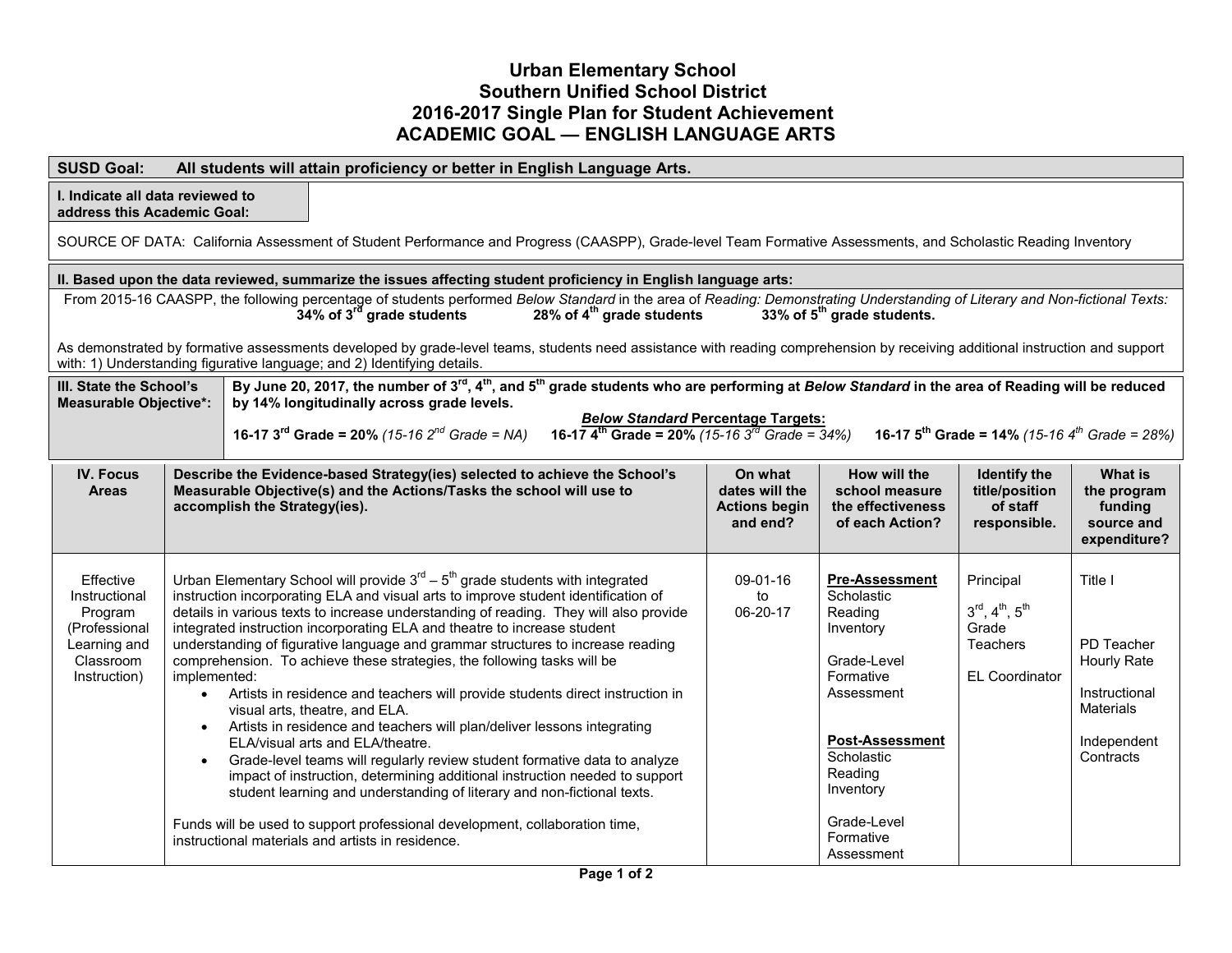# Urban Elementary School
# Southern Unified School District
# 2016-2017 Single Plan for Student Achievement
# ACADEMIC GOAL — ENGLISH LANGUAGE ARTS

**SUSD Goal: All students will attain proficiency or better in English Language Arts.**

**I. Indicate all data reviewed to address this Academic Goal:**

SOURCE OF DATA: California Assessment of Student Performance and Progress (CAASPP), Grade-level Team Formative Assessments, and Scholastic Reading Inventory

**II. Based upon the data reviewed, summarize the issues affecting student proficiency in English language arts:**

From 2015-16 CAASPP, the following percentage of students performed *Below Standard* in the area of *Reading: Demonstrating Understanding of Literary and Non-fictional Texts:*
**34% of 3rd grade students** **28% of 4th grade students** **33% of 5th grade students.**

As demonstrated by formative assessments developed by grade-level teams, students need assistance with reading comprehension by receiving additional instruction and support with: 1) Understanding figurative language; and 2) Identifying details.

**III. State the School's Measurable Objective*:**

**By June 20, 2017, the number of 3rd, 4th, and 5th grade students who are performing at *Below Standard* in the area of Reading will be reduced by 14% longitudinally across grade levels.**

***Below Standard* Percentage Targets:**
**16-17 3rd Grade = 20%** *(15-16 2nd Grade = NA)* **16-17 4th Grade = 20%** *(15-16 3rd Grade = 34%)* **16-17 5th Grade = 14%** *(15-16 4th Grade = 28%)*

| IV. Focus Areas | Describe the Evidence-based Strategy(ies) selected to achieve the School's Measurable Objective(s) and the Actions/Tasks the school will use to accomplish the Strategy(ies). | On what dates will the Actions begin and end? | How will the school measure the effectiveness of each Action? | Identify the title/position of staff responsible. | What is the program funding source and expenditure? |
|---|---|---|---|---|---|
| Effective Instructional Program (Professional Learning and Classroom Instruction) | Urban Elementary School will provide 3rd – 5th grade students with integrated instruction incorporating ELA and visual arts to improve student identification of details in various texts to increase understanding of reading. They will also provide integrated instruction incorporating ELA and theatre to increase student understanding of figurative language and grammar structures to increase reading comprehension. To achieve these strategies, the following tasks will be implemented:<br>• Artists in residence and teachers will provide students direct instruction in visual arts, theatre, and ELA.<br>• Artists in residence and teachers will plan/deliver lessons integrating ELA/visual arts and ELA/theatre.<br>• Grade-level teams will regularly review student formative data to analyze impact of instruction, determining additional instruction needed to support student learning and understanding of literary and non-fictional texts.<br><br>Funds will be used to support professional development, collaboration time, instructional materials and artists in residence. | 09-01-16 to 06-20-17 | **Pre-Assessment**<br>Scholastic Reading Inventory<br><br>Grade-Level Formative Assessment<br><br>**Post-Assessment**<br>Scholastic Reading Inventory<br><br>Grade-Level Formative Assessment | Principal<br><br>3rd, 4th, 5th Grade Teachers<br><br>EL Coordinator | Title I<br><br>PD Teacher Hourly Rate<br><br>Instructional Materials<br><br>Independent Contracts |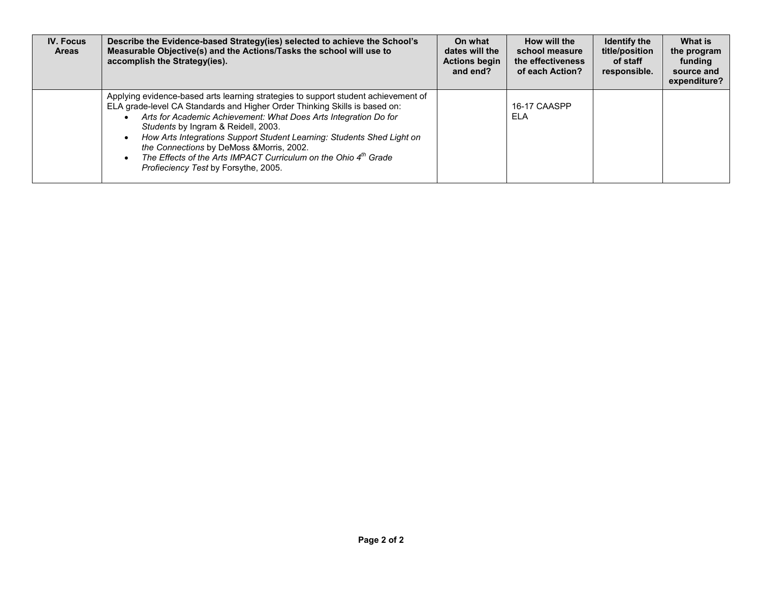| IV. Focus Areas | Describe the Evidence-based Strategy(ies) selected to achieve the School's Measurable Objective(s) and the Actions/Tasks the school will use to accomplish the Strategy(ies). | On what dates will the Actions begin and end? | How will the school measure the effectiveness of each Action? | Identify the title/position of staff responsible. | What is the program funding source and expenditure? |
|---|---|---|---|---|---|
| | Applying evidence-based arts learning strategies to support student achievement of ELA grade-level CA Standards and Higher Order Thinking Skills is based on:<br>• *Arts for Academic Achievement: What Does Arts Integration Do for Students* by Ingram & Reidell, 2003.<br>• *How Arts Integrations Support Student Learning: Students Shed Light on the Connections* by DeMoss &Morris, 2002.<br>• *The Effects of the Arts IMPACT Curriculum on the Ohio 4th Grade Profieciency Test* by Forsythe, 2005. | | 16-17 CAASPP ELA | | |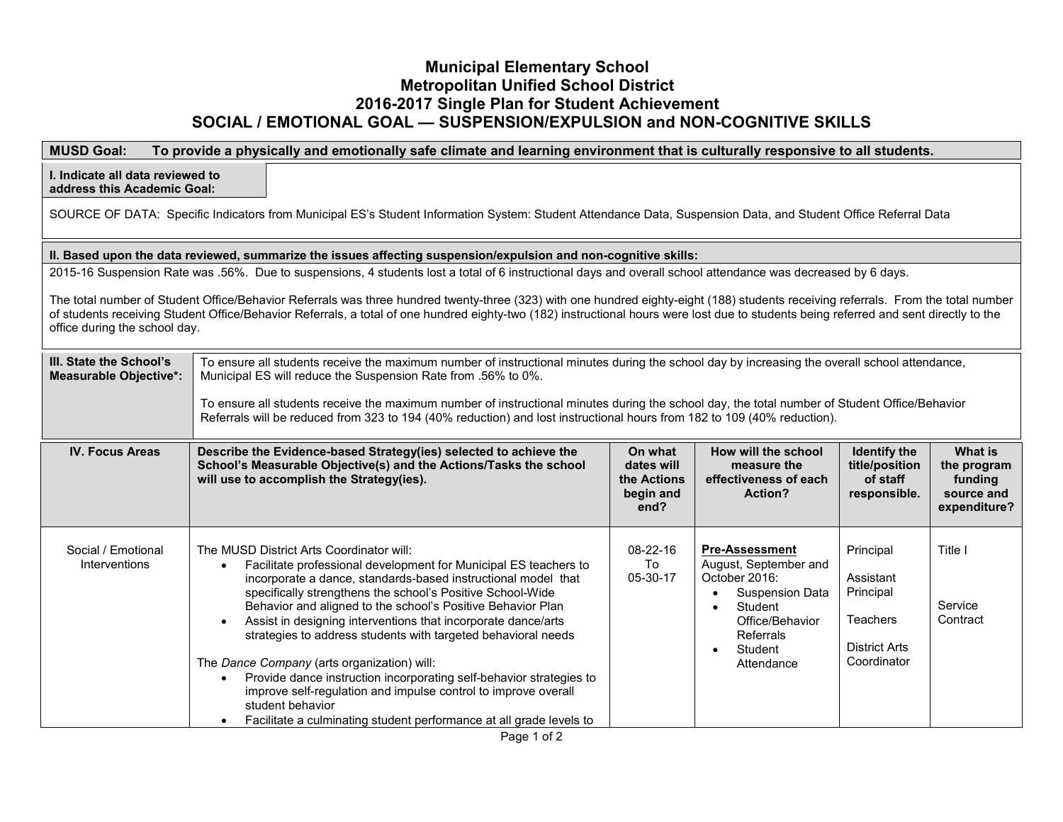# Municipal Elementary School
# Metropolitan Unified School District
# 2016-2017 Single Plan for Student Achievement
# SOCIAL / EMOTIONAL GOAL — SUSPENSION/EXPULSION and NON-COGNITIVE SKILLS

**MUSD Goal: To provide a physically and emotionally safe climate and learning environment that is culturally responsive to all students.**

**I. Indicate all data reviewed to address this Academic Goal:**

SOURCE OF DATA: Specific Indicators from Municipal ES's Student Information System: Student Attendance Data, Suspension Data, and Student Office Referral Data

**II. Based upon the data reviewed, summarize the issues affecting suspension/expulsion and non-cognitive skills:**

2015-16 Suspension Rate was .56%. Due to suspensions, 4 students lost a total of 6 instructional days and overall school attendance was decreased by 6 days.

The total number of Student Office/Behavior Referrals was three hundred twenty-three (323) with one hundred eighty-eight (188) students receiving referrals. From the total number of students receiving Student Office/Behavior Referrals, a total of one hundred eighty-two (182) instructional hours were lost due to students being referred and sent directly to the office during the school day.

**III. State the School's Measurable Objective*:**

To ensure all students receive the maximum number of instructional minutes during the school day by increasing the overall school attendance, Municipal ES will reduce the Suspension Rate from .56% to 0%.

To ensure all students receive the maximum number of instructional minutes during the school day, the total number of Student Office/Behavior Referrals will be reduced from 323 to 194 (40% reduction) and lost instructional hours from 182 to 109 (40% reduction).

| IV. Focus Areas | Describe the Evidence-based Strategy(ies) selected to achieve the School's Measurable Objective(s) and the Actions/Tasks the school will use to accomplish the Strategy(ies). | On what dates will the Actions begin and end? | How will the school measure the effectiveness of each Action? | Identify the title/position of staff responsible. | What is the program funding source and expenditure? |
|---|---|---|---|---|---|
| Social / Emotional Interventions | The MUSD District Arts Coordinator will:<br>• Facilitate professional development for Municipal ES teachers to incorporate a dance, standards-based instructional model that specifically strengthens the school's Positive School-Wide Behavior and aligned to the school's Positive Behavior Plan<br>• Assist in designing interventions that incorporate dance/arts strategies to address students with targeted behavioral needs<br><br>The *Dance Company* (arts organization) will:<br>• Provide dance instruction incorporating self-behavior strategies to improve self-regulation and impulse control to improve overall student behavior<br>• Facilitate a culminating student performance at all grade levels to | 08-22-16<br>To<br>05-30-17 | **Pre-Assessment**<br>August, September and October 2016:<br>• Suspension Data<br>• Student Office/Behavior Referrals<br>• Student Attendance | Principal<br><br>Assistant Principal<br><br>Teachers<br><br>District Arts Coordinator | Title I<br><br>Service Contract |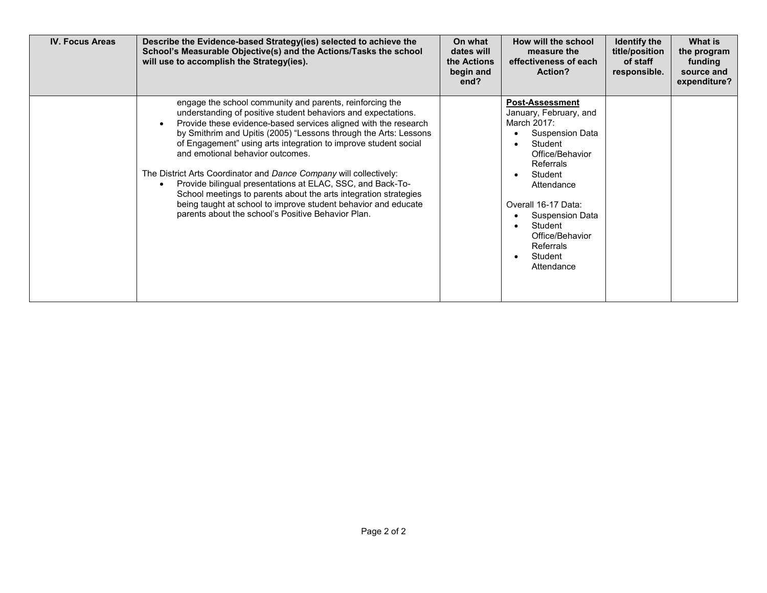| IV. Focus Areas | Describe the Evidence-based Strategy(ies) selected to achieve the School's Measurable Objective(s) and the Actions/Tasks the school will use to accomplish the Strategy(ies). | On what dates will the Actions begin and end? | How will the school measure the effectiveness of each Action? | Identify the title/position of staff responsible. | What is the program funding source and expenditure? |
|---|---|---|---|---|---|
| | engage the school community and parents, reinforcing the understanding of positive student behaviors and expectations.<br>• Provide these evidence-based services aligned with the research by Smithrim and Upitis (2005) "Lessons through the Arts: Lessons of Engagement" using arts integration to improve student social and emotional behavior outcomes.<br><br>The District Arts Coordinator and *Dance Company* will collectively:<br>• Provide bilingual presentations at ELAC, SSC, and Back-To-School meetings to parents about the arts integration strategies being taught at school to improve student behavior and educate parents about the school's Positive Behavior Plan. | | **Post-Assessment**<br>January, February, and March 2017:<br>• Suspension Data<br>• Student Office/Behavior Referrals<br>• Student Attendance<br><br>Overall 16-17 Data:<br>• Suspension Data<br>• Student Office/Behavior Referrals<br>• Student Attendance | | |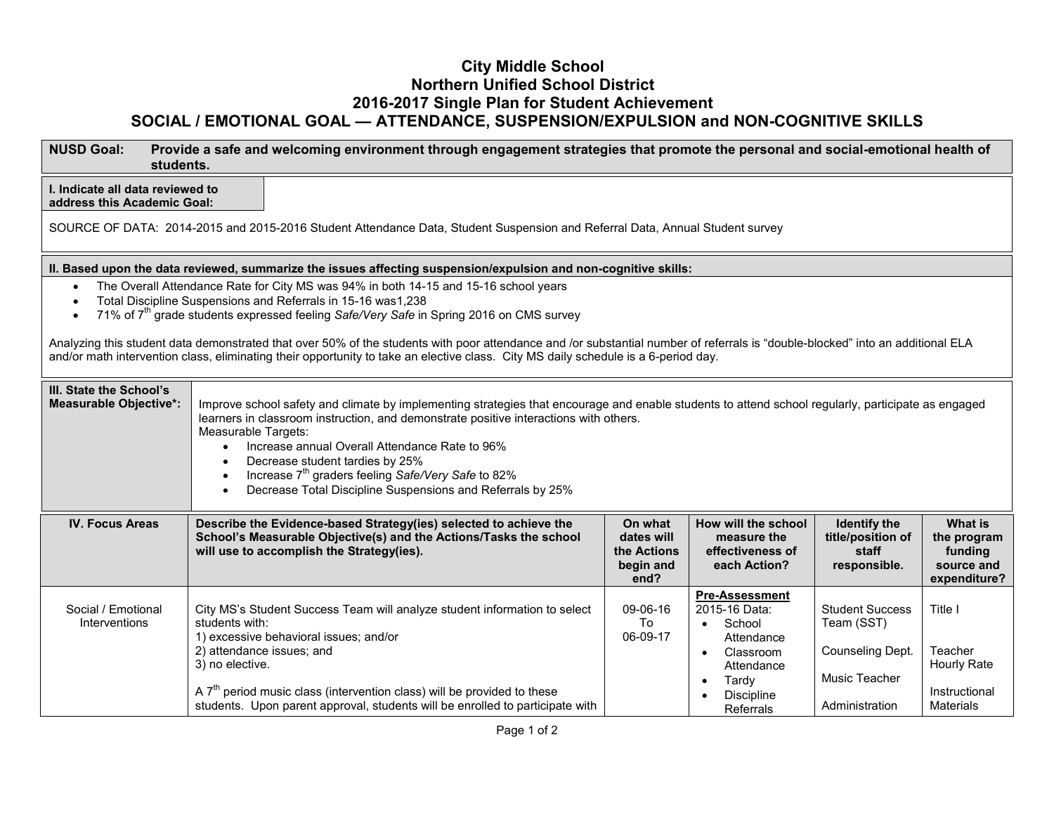# City Middle School
# Northern Unified School District
# 2016-2017 Single Plan for Student Achievement
## SOCIAL / EMOTIONAL GOAL — ATTENDANCE, SUSPENSION/EXPULSION and NON-COGNITIVE SKILLS

**NUSD Goal: Provide a safe and welcoming environment through engagement strategies that promote the personal and social-emotional health of students.**

**I. Indicate all data reviewed to address this Academic Goal:**

SOURCE OF DATA: 2014-2015 and 2015-2016 Student Attendance Data, Student Suspension and Referral Data, Annual Student survey

**II. Based upon the data reviewed, summarize the issues affecting suspension/expulsion and non-cognitive skills:**

- The Overall Attendance Rate for City MS was 94% in both 14-15 and 15-16 school years
- Total Discipline Suspensions and Referrals in 15-16 was1,238
- 71% of 7th grade students expressed feeling *Safe/Very Safe* in Spring 2016 on CMS survey

Analyzing this student data demonstrated that over 50% of the students with poor attendance and /or substantial number of referrals is "double-blocked" into an additional ELA and/or math intervention class, eliminating their opportunity to take an elective class. City MS daily schedule is a 6-period day.

**III. State the School's Measurable Objective\*:**

Improve school safety and climate by implementing strategies that encourage and enable students to attend school regularly, participate as engaged learners in classroom instruction, and demonstrate positive interactions with others.
Measurable Targets:

- Increase annual Overall Attendance Rate to 96%
- Decrease student tardies by 25%
- Increase 7th graders feeling *Safe/Very Safe* to 82%
- Decrease Total Discipline Suspensions and Referrals by 25%

| IV. Focus Areas | Describe the Evidence-based Strategy(ies) selected to achieve the School's Measurable Objective(s) and the Actions/Tasks the school will use to accomplish the Strategy(ies). | On what dates will the Actions begin and end? | How will the school measure the effectiveness of each Action? | Identify the title/position of staff responsible. | What is the program funding source and expenditure? |
|---|---|---|---|---|---|
| Social / Emotional Interventions | City MS's Student Success Team will analyze student information to select students with:<br>1) excessive behavioral issues; and/or<br>2) attendance issues; and<br>3) no elective.<br><br>A 7th period music class (intervention class) will be provided to these students. Upon parent approval, students will be enrolled to participate with | 09-06-16 To 06-09-17 | **Pre-Assessment**<br>2015-16 Data:<br>• School Attendance<br>• Classroom Attendance<br>• Tardy<br>• Discipline Referrals | Student Success Team (SST)<br><br>Counseling Dept.<br><br>Music Teacher<br><br>Administration | Title I<br><br>Teacher Hourly Rate<br><br>Instructional Materials |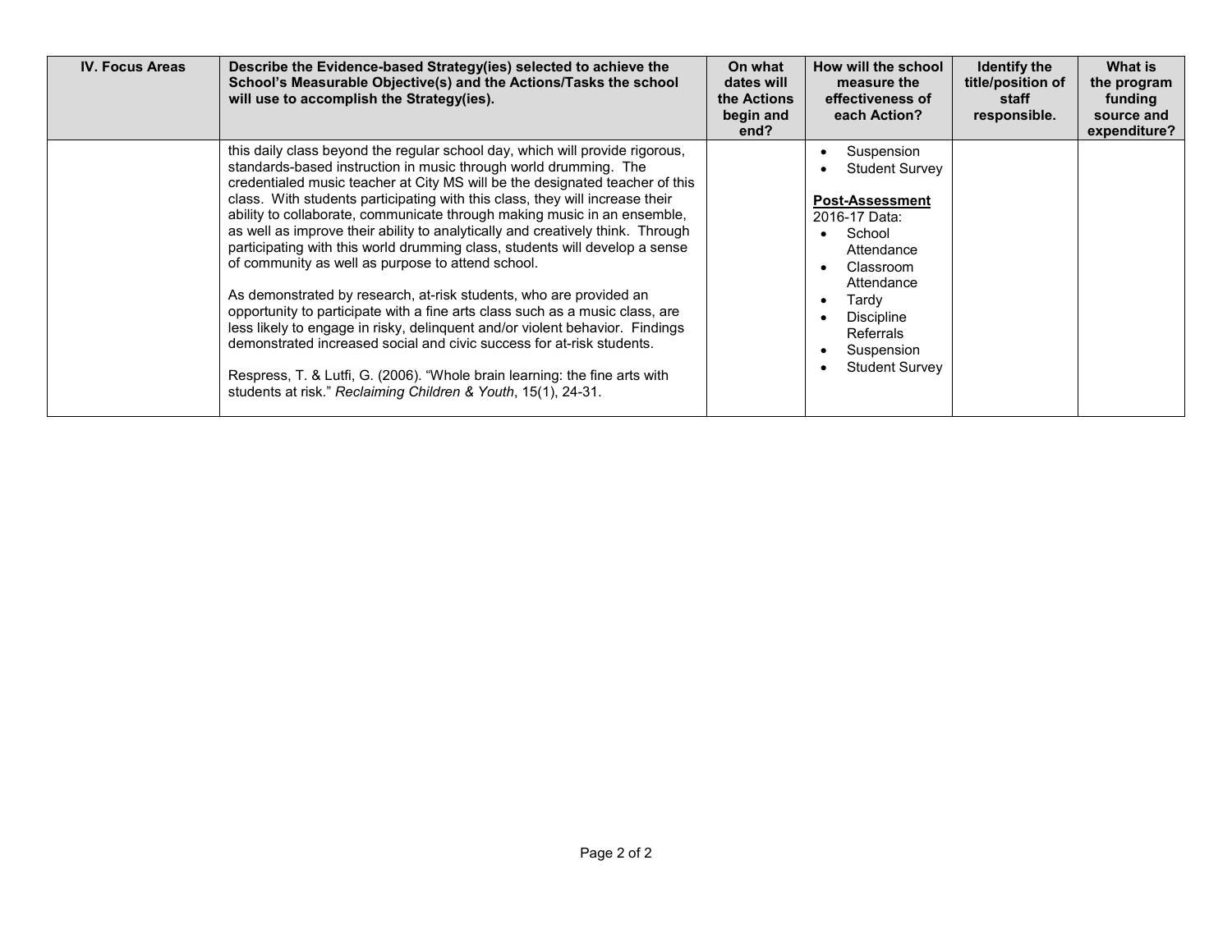| IV. Focus Areas | Describe the Evidence-based Strategy(ies) selected to achieve the School's Measurable Objective(s) and the Actions/Tasks the school will use to accomplish the Strategy(ies). | On what dates will the Actions begin and end? | How will the school measure the effectiveness of each Action? | Identify the title/position of staff responsible. | What is the program funding source and expenditure? |
|---|---|---|---|---|---|
| | this daily class beyond the regular school day, which will provide rigorous, standards-based instruction in music through world drumming. The credentialed music teacher at City MS will be the designated teacher of this class. With students participating with this class, they will increase their ability to collaborate, communicate through making music in an ensemble, as well as improve their ability to analytically and creatively think. Through participating with this world drumming class, students will develop a sense of community as well as purpose to attend school.<br><br>As demonstrated by research, at-risk students, who are provided an opportunity to participate with a fine arts class such as a music class, are less likely to engage in risky, delinquent and/or violent behavior. Findings demonstrated increased social and civic success for at-risk students.<br><br>Respress, T. & Lutfi, G. (2006). "Whole brain learning: the fine arts with students at risk." *Reclaiming Children & Youth*, 15(1), 24-31. | | • Suspension<br>• Student Survey<br><br>**Post-Assessment**<br>2016-17 Data:<br>• School Attendance<br>• Classroom Attendance<br>• Tardy<br>• Discipline Referrals<br>• Suspension<br>• Student Survey | | |